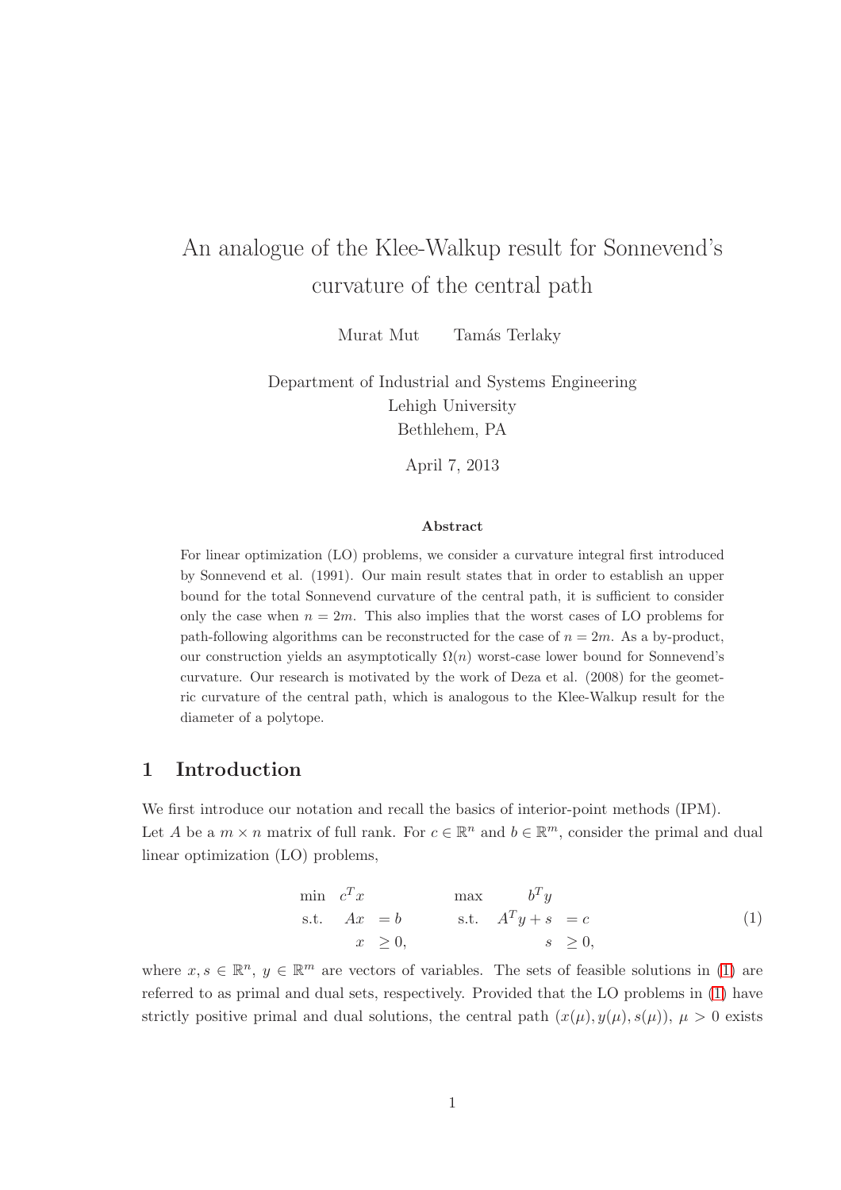# An analogue of the Klee-Walkup result for Sonnevend's curvature of the central path

Murat Mut    Tamás Terlaky

Department of Industrial and Systems Engineering
Lehigh University
Bethlehem, PA

April 7, 2013

### Abstract

For linear optimization (LO) problems, we consider a curvature integral first introduced by Sonnevend et al. (1991). Our main result states that in order to establish an upper bound for the total Sonnevend curvature of the central path, it is sufficient to consider only the case when $n = 2m$. This also implies that the worst cases of LO problems for path-following algorithms can be reconstructed for the case of $n = 2m$. As a by-product, our construction yields an asymptotically $\Omega(n)$ worst-case lower bound for Sonnevend's curvature. Our research is motivated by the work of Deza et al. (2008) for the geometric curvature of the central path, which is analogous to the Klee-Walkup result for the diameter of a polytope.

## 1 Introduction

We first introduce our notation and recall the basics of interior-point methods (IPM).
Let $A$ be a $m \times n$ matrix of full rank. For $c \in \mathbb{R}^n$ and $b \in \mathbb{R}^m$, consider the primal and dual linear optimization (LO) problems,

$$
\begin{array}{llll}
\min & c^T x & & \\
\text{s.t.} & Ax & = b & \\
& x & \geq 0, &
\end{array}
\qquad
\begin{array}{llll}
\max & b^T y & & \\
\text{s.t.} & A^T y + s & = c & \\
& s & \geq 0, &
\end{array}
\tag{1}
$$

where $x, s \in \mathbb{R}^n$, $y \in \mathbb{R}^m$ are vectors of variables. The sets of feasible solutions in (1) are referred to as primal and dual sets, respectively. Provided that the LO problems in (1) have strictly positive primal and dual solutions, the central path $(x(\mu), y(\mu), s(\mu))$, $\mu > 0$ exists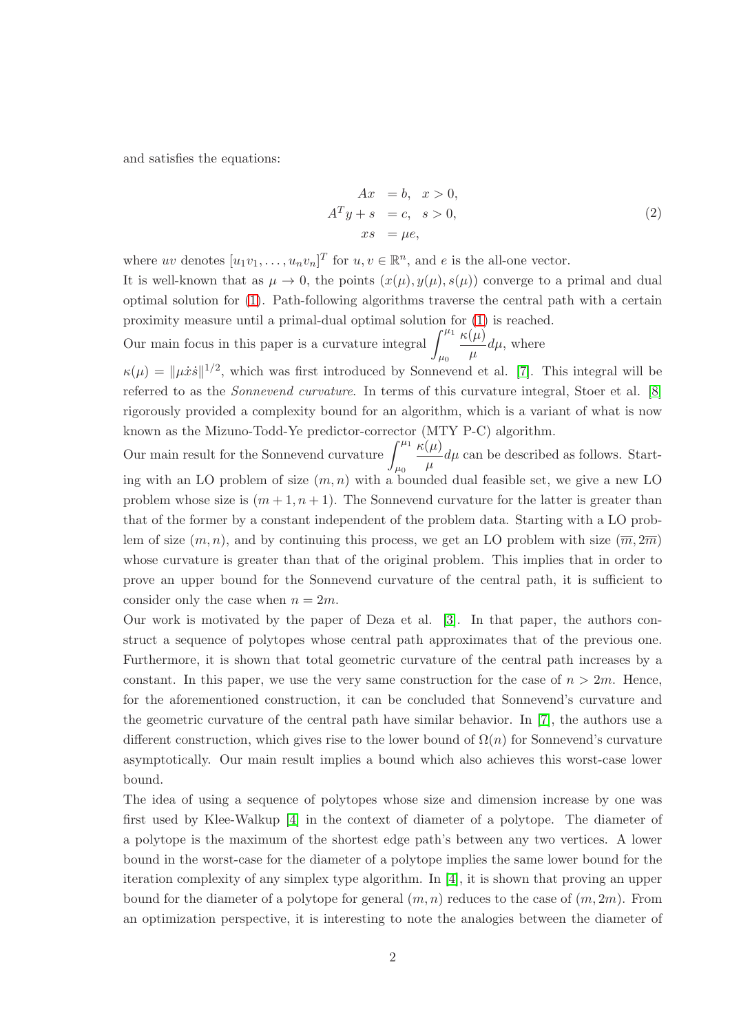and satisfies the equations:

$$
\begin{aligned}
Ax &= b, \quad x > 0, \\
A^T y + s &= c, \quad s > 0, \\
xs &= \mu e,
\end{aligned}
\tag{2}
$$

where $uv$ denotes $[u_1v_1, \ldots, u_nv_n]^T$ for $u, v \in \mathbb{R}^n$, and $e$ is the all-one vector.

It is well-known that as $\mu \to 0$, the points $(x(\mu), y(\mu), s(\mu))$ converge to a primal and dual optimal solution for (1). Path-following algorithms traverse the central path with a certain proximity measure until a primal-dual optimal solution for (1) is reached.

Our main focus in this paper is a curvature integral $\displaystyle\int_{\mu_0}^{\mu_1} \frac{\kappa(\mu)}{\mu} d\mu$, where $\kappa(\mu) = \|\mu \dot{x}\dot{s}\|^{1/2}$, which was first introduced by Sonnevend et al. [7]. This integral will be referred to as the *Sonnevend curvature*. In terms of this curvature integral, Stoer et al. [8] rigorously provided a complexity bound for an algorithm, which is a variant of what is now known as the Mizuno-Todd-Ye predictor-corrector (MTY P-C) algorithm.

Our main result for the Sonnevend curvature $\displaystyle\int_{\mu_0}^{\mu_1} \frac{\kappa(\mu)}{\mu} d\mu$ can be described as follows. Starting with an LO problem of size $(m, n)$ with a bounded dual feasible set, we give a new LO problem whose size is $(m+1, n+1)$. The Sonnevend curvature for the latter is greater than that of the former by a constant independent of the problem data. Starting with a LO problem of size $(m, n)$, and by continuing this process, we get an LO problem with size $(\overline{m}, 2\overline{m})$ whose curvature is greater than that of the original problem. This implies that in order to prove an upper bound for the Sonnevend curvature of the central path, it is sufficient to consider only the case when $n = 2m$.

Our work is motivated by the paper of Deza et al. [3]. In that paper, the authors construct a sequence of polytopes whose central path approximates that of the previous one. Furthermore, it is shown that total geometric curvature of the central path increases by a constant. In this paper, we use the very same construction for the case of $n > 2m$. Hence, for the aforementioned construction, it can be concluded that Sonnevend's curvature and the geometric curvature of the central path have similar behavior. In [7], the authors use a different construction, which gives rise to the lower bound of $\Omega(n)$ for Sonnevend's curvature asymptotically. Our main result implies a bound which also achieves this worst-case lower bound.

The idea of using a sequence of polytopes whose size and dimension increase by one was first used by Klee-Walkup [4] in the context of diameter of a polytope. The diameter of a polytope is the maximum of the shortest edge path's between any two vertices. A lower bound in the worst-case for the diameter of a polytope implies the same lower bound for the iteration complexity of any simplex type algorithm. In [4], it is shown that proving an upper bound for the diameter of a polytope for general $(m, n)$ reduces to the case of $(m, 2m)$. From an optimization perspective, it is interesting to note the analogies between the diameter of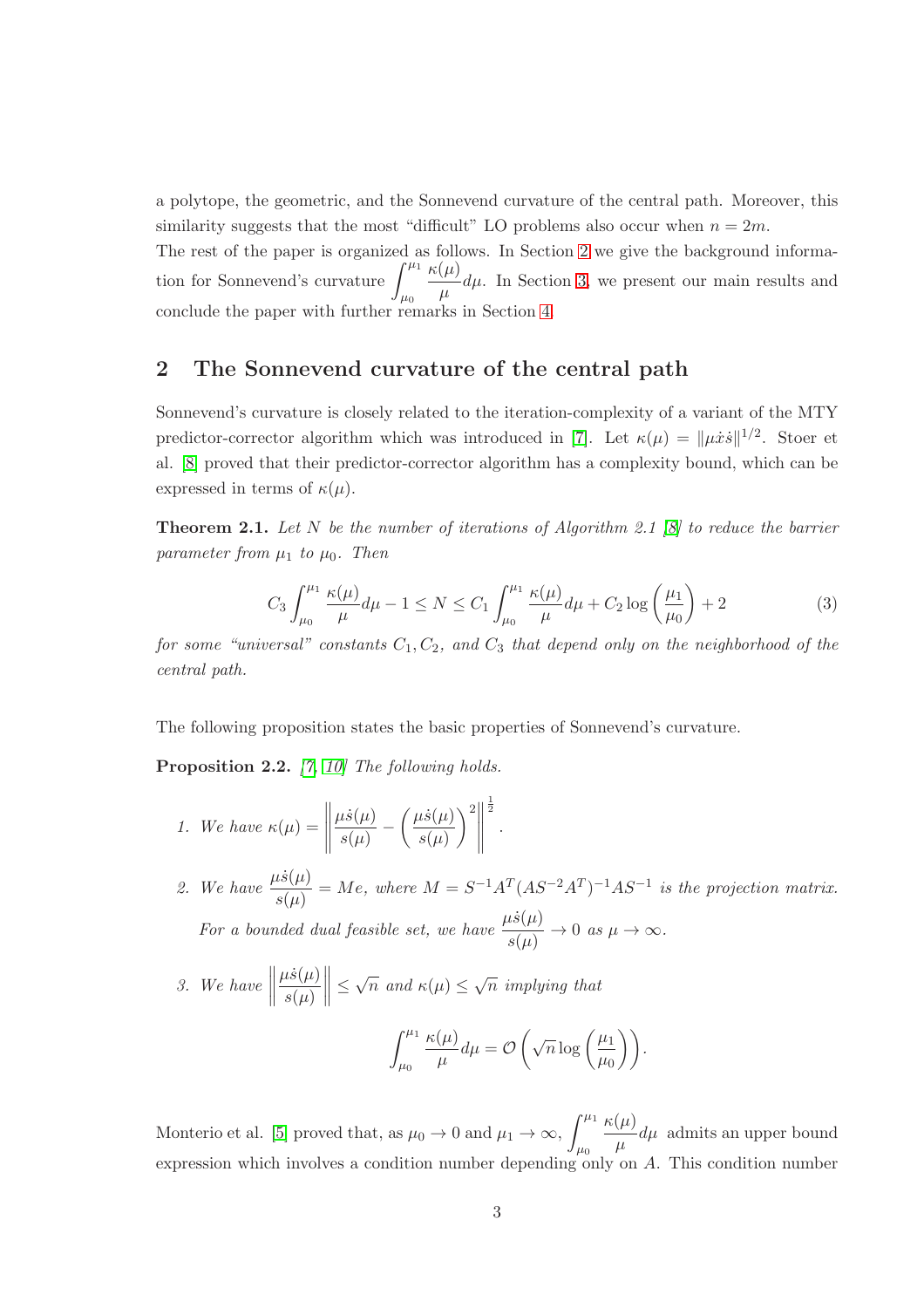a polytope, the geometric, and the Sonnevend curvature of the central path. Moreover, this similarity suggests that the most "difficult" LO problems also occur when $n = 2m$.

The rest of the paper is organized as follows. In Section 2 we give the background information for Sonnevend's curvature $\int_{\mu_0}^{\mu_1} \frac{\kappa(\mu)}{\mu} d\mu$. In Section 3, we present our main results and conclude the paper with further remarks in Section 4.

## 2 The Sonnevend curvature of the central path

Sonnevend's curvature is closely related to the iteration-complexity of a variant of the MTY predictor-corrector algorithm which was introduced in [7]. Let $\kappa(\mu) = \|\mu \dot{x}\dot{s}\|^{1/2}$. Stoer et al. [8] proved that their predictor-corrector algorithm has a complexity bound, which can be expressed in terms of $\kappa(\mu)$.

**Theorem 2.1.** *Let $N$ be the number of iterations of Algorithm 2.1 [8] to reduce the barrier parameter from $\mu_1$ to $\mu_0$. Then*

$$C_3 \int_{\mu_0}^{\mu_1} \frac{\kappa(\mu)}{\mu} d\mu - 1 \leq N \leq C_1 \int_{\mu_0}^{\mu_1} \frac{\kappa(\mu)}{\mu} d\mu + C_2 \log\left(\frac{\mu_1}{\mu_0}\right) + 2 \tag{3}$$

*for some "universal" constants $C_1, C_2$, and $C_3$ that depend only on the neighborhood of the central path.*

The following proposition states the basic properties of Sonnevend's curvature.

**Proposition 2.2.** [7, 10] *The following holds.*

1. *We have* $\kappa(\mu) = \left\| \frac{\mu \dot{s}(\mu)}{s(\mu)} - \left(\frac{\mu \dot{s}(\mu)}{s(\mu)}\right)^2 \right\|^{\frac{1}{2}}$.

2. *We have* $\frac{\mu \dot{s}(\mu)}{s(\mu)} = Me$, *where* $M = S^{-1}A^T(AS^{-2}A^T)^{-1}AS^{-1}$ *is the projection matrix. For a bounded dual feasible set, we have* $\frac{\mu \dot{s}(\mu)}{s(\mu)} \to 0$ *as* $\mu \to \infty$.

3. *We have* $\left\|\frac{\mu \dot{s}(\mu)}{s(\mu)}\right\| \leq \sqrt{n}$ *and* $\kappa(\mu) \leq \sqrt{n}$ *implying that*

$$\int_{\mu_0}^{\mu_1} \frac{\kappa(\mu)}{\mu} d\mu = \mathcal{O}\left(\sqrt{n} \log\left(\frac{\mu_1}{\mu_0}\right)\right).$$

Monterio et al. [5] proved that, as $\mu_0 \to 0$ and $\mu_1 \to \infty$, $\int_{\mu_0}^{\mu_1} \frac{\kappa(\mu)}{\mu} d\mu$ admits an upper bound expression which involves a condition number depending only on $A$. This condition number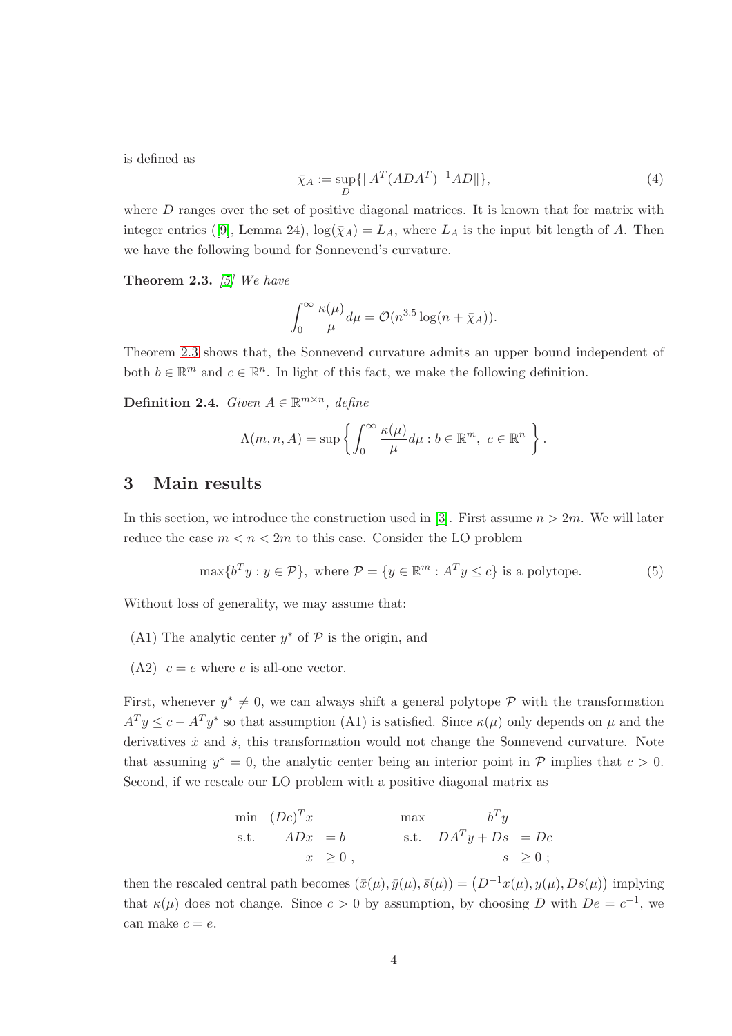is defined as

$$\bar{\chi}_A := \sup_D \{ \|A^T (ADA^T)^{-1} AD\| \}, \tag{4}$$

where $D$ ranges over the set of positive diagonal matrices. It is known that for matrix with integer entries ([9], Lemma 24), $\log(\bar{\chi}_A) = L_A$, where $L_A$ is the input bit length of $A$. Then we have the following bound for Sonnevend's curvature.

**Theorem 2.3.** *[5] We have*

$$\int_0^\infty \frac{\kappa(\mu)}{\mu} d\mu = \mathcal{O}(n^{3.5} \log(n + \bar{\chi}_A)).$$

Theorem 2.3 shows that, the Sonnevend curvature admits an upper bound independent of both $b \in \mathbb{R}^m$ and $c \in \mathbb{R}^n$. In light of this fact, we make the following definition.

**Definition 2.4.** *Given $A \in \mathbb{R}^{m \times n}$, define*

$$\Lambda(m, n, A) = \sup \left\{ \int_0^\infty \frac{\kappa(\mu)}{\mu} d\mu : b \in \mathbb{R}^m, \; c \in \mathbb{R}^n \right\}.$$

# 3 Main results

In this section, we introduce the construction used in [3]. First assume $n > 2m$. We will later reduce the case $m < n < 2m$ to this case. Consider the LO problem

$$\max\{b^T y : y \in \mathcal{P}\}, \text{ where } \mathcal{P} = \{y \in \mathbb{R}^m : A^T y \leq c\} \text{ is a polytope.} \tag{5}$$

Without loss of generality, we may assume that:

(A1) The analytic center $y^*$ of $\mathcal{P}$ is the origin, and

(A2) $c = e$ where $e$ is all-one vector.

First, whenever $y^* \neq 0$, we can always shift a general polytope $\mathcal{P}$ with the transformation $A^T y \leq c - A^T y^*$ so that assumption (A1) is satisfied. Since $\kappa(\mu)$ only depends on $\mu$ and the derivatives $\dot{x}$ and $\dot{s}$, this transformation would not change the Sonnevend curvature. Note that assuming $y^* = 0$, the analytic center being an interior point in $\mathcal{P}$ implies that $c > 0$. Second, if we rescale our LO problem with a positive diagonal matrix as

$$\begin{array}{llll} \min & (Dc)^T x & & \\ \text{s.t.} & ADx & = b & \\ & x & \geq 0 \, , & \end{array} \qquad \begin{array}{llll} \max & b^T y & & \\ \text{s.t.} & DA^T y + Ds & = Dc & \\ & s & \geq 0 \, ; & \end{array}$$

then the rescaled central path becomes $(\bar{x}(\mu), \bar{y}(\mu), \bar{s}(\mu)) = \left(D^{-1} x(\mu), y(\mu), Ds(\mu)\right)$ implying that $\kappa(\mu)$ does not change. Since $c > 0$ by assumption, by choosing $D$ with $De = c^{-1}$, we can make $c = e$.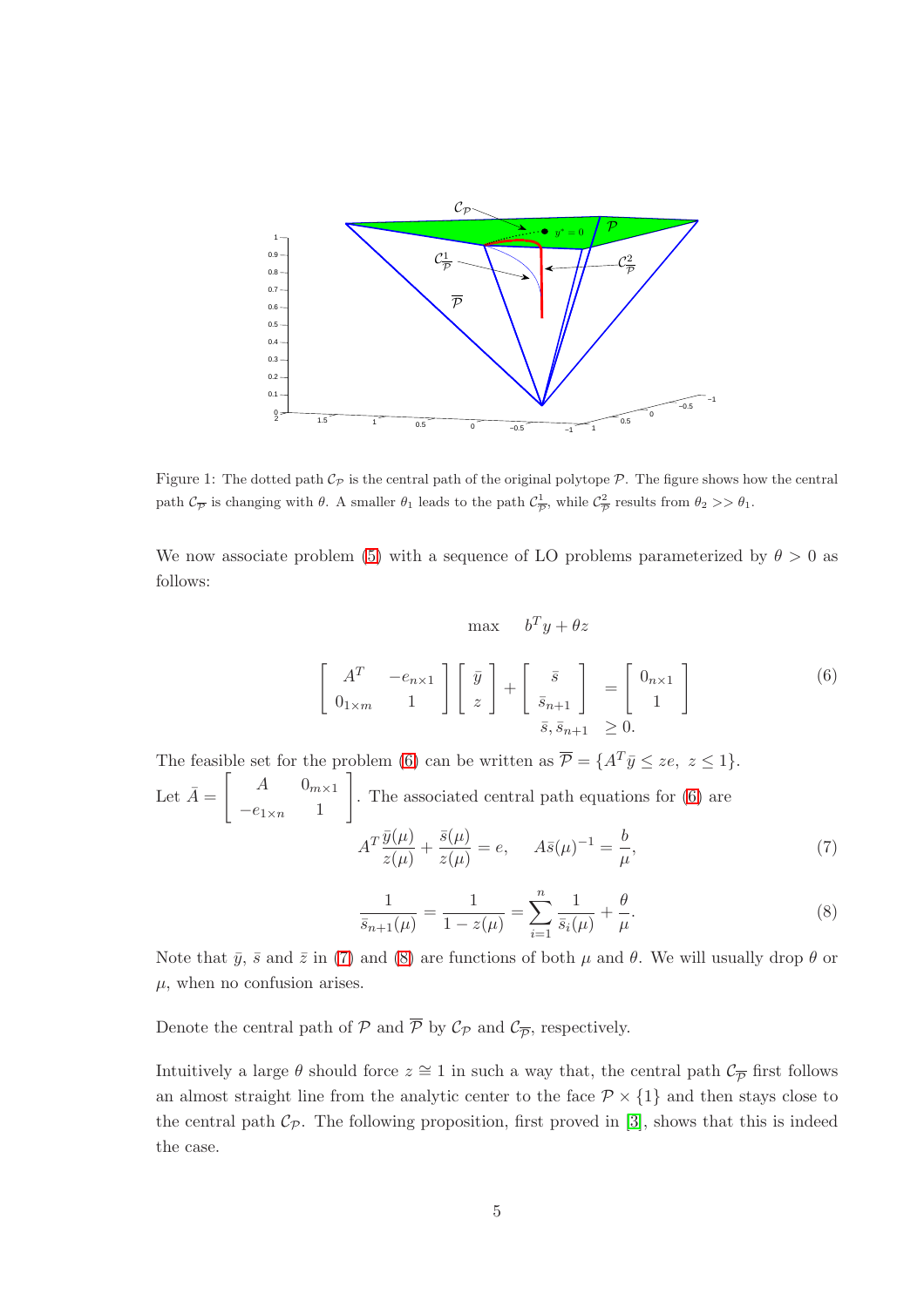Figure 1: The dotted path $\mathcal{C}_{\mathcal{P}}$ is the central path of the original polytope $\mathcal{P}$. The figure shows how the central path $\mathcal{C}_{\overline{\mathcal{P}}}$ is changing with $\theta$. A smaller $\theta_1$ leads to the path $\mathcal{C}^1_{\overline{\mathcal{P}}}$, while $\mathcal{C}^2_{\overline{\mathcal{P}}}$ results from $\theta_2 >> \theta_1$.

We now associate problem (5) with a sequence of LO problems parameterized by $\theta > 0$ as follows:

$$
\begin{aligned}
&\max \quad b^T y + \theta z \\
&\begin{bmatrix} A^T & -e_{n\times 1} \\ 0_{1\times m} & 1 \end{bmatrix} \begin{bmatrix} \bar{y} \\ z \end{bmatrix} + \begin{bmatrix} \bar{s} \\ \bar{s}_{n+1} \end{bmatrix} = \begin{bmatrix} 0_{n\times 1} \\ 1 \end{bmatrix} \\
&\qquad\qquad\qquad\qquad\qquad \bar{s}, \bar{s}_{n+1} \geq 0.
\end{aligned}
\tag{6}
$$

The feasible set for the problem (6) can be written as $\overline{\mathcal{P}} = \{A^T \bar{y} \leq ze, \ z \leq 1\}$. Let $\bar{A} = \begin{bmatrix} A & 0_{m\times 1} \\ -e_{1\times n} & 1 \end{bmatrix}$. The associated central path equations for (6) are

$$
A^T \frac{\bar{y}(\mu)}{z(\mu)} + \frac{\bar{s}(\mu)}{z(\mu)} = e, \qquad A\bar{s}(\mu)^{-1} = \frac{b}{\mu}, \tag{7}
$$

$$
\frac{1}{\bar{s}_{n+1}(\mu)} = \frac{1}{1 - z(\mu)} = \sum_{i=1}^{n} \frac{1}{\bar{s}_i(\mu)} + \frac{\theta}{\mu}. \tag{8}
$$

Note that $\bar{y}$, $\bar{s}$ and $\bar{z}$ in (7) and (8) are functions of both $\mu$ and $\theta$. We will usually drop $\theta$ or $\mu$, when no confusion arises.

Denote the central path of $\mathcal{P}$ and $\overline{\mathcal{P}}$ by $\mathcal{C}_{\mathcal{P}}$ and $\mathcal{C}_{\overline{\mathcal{P}}}$, respectively.

Intuitively a large $\theta$ should force $z \cong 1$ in such a way that, the central path $\mathcal{C}_{\overline{\mathcal{P}}}$ first follows an almost straight line from the analytic center to the face $\mathcal{P} \times \{1\}$ and then stays close to the central path $\mathcal{C}_{\mathcal{P}}$. The following proposition, first proved in [3], shows that this is indeed the case.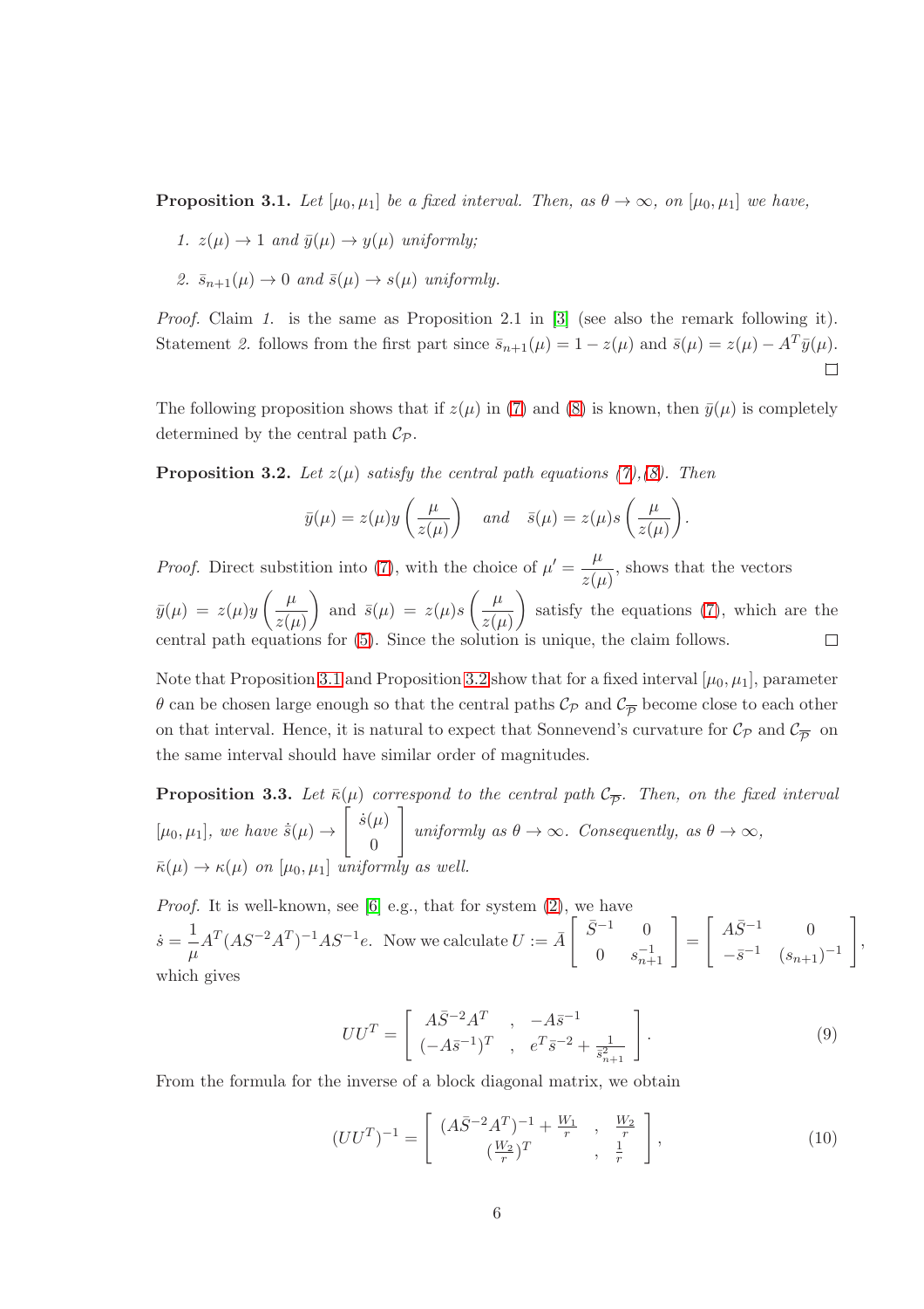**Proposition 3.1.** *Let $[\mu_0, \mu_1]$ be a fixed interval. Then, as $\theta \to \infty$, on $[\mu_0, \mu_1]$ we have,*

1. *$z(\mu) \to 1$ and $\bar{y}(\mu) \to y(\mu)$ uniformly;*
2. *$\bar{s}_{n+1}(\mu) \to 0$ and $\bar{s}(\mu) \to s(\mu)$ uniformly.*

*Proof.* Claim *1.* is the same as Proposition 2.1 in [3] (see also the remark following it). Statement *2.* follows from the first part since $\bar{s}_{n+1}(\mu) = 1 - z(\mu)$ and $\bar{s}(\mu) = z(\mu) - A^T\bar{y}(\mu)$. □

The following proposition shows that if $z(\mu)$ in (7) and (8) is known, then $\bar{y}(\mu)$ is completely determined by the central path $\mathcal{C}_{\mathcal{P}}$.

**Proposition 3.2.** *Let $z(\mu)$ satisfy the central path equations (7),(8). Then*

$$\bar{y}(\mu) = z(\mu) y\left(\frac{\mu}{z(\mu)}\right) \quad \text{and} \quad \bar{s}(\mu) = z(\mu) s\left(\frac{\mu}{z(\mu)}\right).$$

*Proof.* Direct substition into (7), with the choice of $\mu' = \dfrac{\mu}{z(\mu)}$, shows that the vectors $\bar{y}(\mu) = z(\mu)y\left(\dfrac{\mu}{z(\mu)}\right)$ and $\bar{s}(\mu) = z(\mu)s\left(\dfrac{\mu}{z(\mu)}\right)$ satisfy the equations (7), which are the central path equations for (5). Since the solution is unique, the claim follows. □

Note that Proposition 3.1 and Proposition 3.2 show that for a fixed interval $[\mu_0, \mu_1]$, parameter $\theta$ can be chosen large enough so that the central paths $\mathcal{C}_{\mathcal{P}}$ and $\mathcal{C}_{\overline{\mathcal{P}}}$ become close to each other on that interval. Hence, it is natural to expect that Sonnevend's curvature for $\mathcal{C}_{\mathcal{P}}$ and $\mathcal{C}_{\overline{\mathcal{P}}}$ on the same interval should have similar order of magnitudes.

**Proposition 3.3.** *Let $\bar{\kappa}(\mu)$ correspond to the central path $\mathcal{C}_{\overline{\mathcal{P}}}$. Then, on the fixed interval $[\mu_0, \mu_1]$, we have $\dot{\bar{s}}(\mu) \to \begin{bmatrix} \dot{s}(\mu) \\ 0 \end{bmatrix}$ uniformly as $\theta \to \infty$. Consequently, as $\theta \to \infty$, $\bar{\kappa}(\mu) \to \kappa(\mu)$ on $[\mu_0, \mu_1]$ uniformly as well.*

*Proof.* It is well-known, see [6] e.g., that for system (2), we have $\dot{s} = \dfrac{1}{\mu} A^T(AS^{-2}A^T)^{-1}AS^{-1}e$. Now we calculate $U := \bar{A}\begin{bmatrix} \bar{S}^{-1} & 0 \\ 0 & s_{n+1}^{-1} \end{bmatrix} = \begin{bmatrix} A\bar{S}^{-1} & 0 \\ -\bar{s}^{-1} & (s_{n+1})^{-1} \end{bmatrix}$, which gives

$$UU^T = \begin{bmatrix} A\bar{S}^{-2}A^T & , & -A\bar{s}^{-1} \\ (-A\bar{s}^{-1})^T & , & e^T\bar{s}^{-2} + \frac{1}{\bar{s}_{n+1}^2} \end{bmatrix}. \tag{9}$$

From the formula for the inverse of a block diagonal matrix, we obtain

$$(UU^T)^{-1} = \begin{bmatrix} (A\bar{S}^{-2}A^T)^{-1} + \frac{W_1}{r} & , & \frac{W_2}{r} \\ (\frac{W_2}{r})^T & , & \frac{1}{r} \end{bmatrix}, \tag{10}$$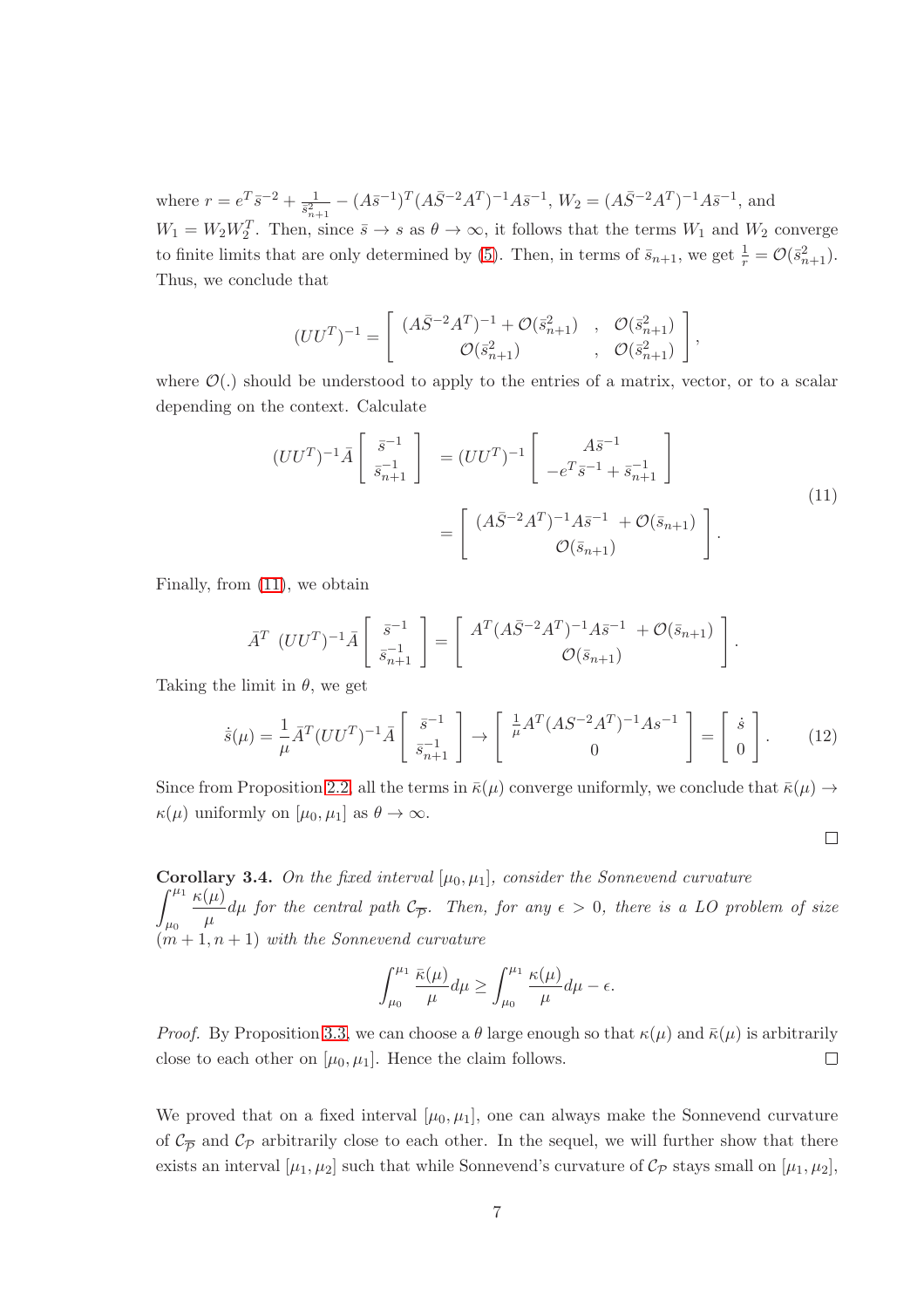where $r = e^T\bar{s}^{-2} + \frac{1}{\bar{s}_{n+1}^2} - (A\bar{s}^{-1})^T(A\bar{S}^{-2}A^T)^{-1}A\bar{s}^{-1}$, $W_2 = (A\bar{S}^{-2}A^T)^{-1}A\bar{s}^{-1}$, and $W_1 = W_2W_2^T$. Then, since $\bar{s} \to s$ as $\theta \to \infty$, it follows that the terms $W_1$ and $W_2$ converge to finite limits that are only determined by (5). Then, in terms of $\bar{s}_{n+1}$, we get $\frac{1}{r} = \mathcal{O}(\bar{s}_{n+1}^2)$. Thus, we conclude that

$$
(UU^T)^{-1} = \begin{bmatrix} (A\bar{S}^{-2}A^T)^{-1} + \mathcal{O}(\bar{s}_{n+1}^2) & , & \mathcal{O}(\bar{s}_{n+1}^2) \\ \mathcal{O}(\bar{s}_{n+1}^2) & , & \mathcal{O}(\bar{s}_{n+1}^2) \end{bmatrix},
$$

where $\mathcal{O}(.)$ should be understood to apply to the entries of a matrix, vector, or to a scalar depending on the context. Calculate

$$
\begin{aligned}
(UU^T)^{-1}\bar{A}\begin{bmatrix} \bar{s}^{-1} \\ \bar{s}_{n+1}^{-1} \end{bmatrix} &= (UU^T)^{-1}\begin{bmatrix} A\bar{s}^{-1} \\ -e^T\bar{s}^{-1} + \bar{s}_{n+1}^{-1} \end{bmatrix} \\
&= \begin{bmatrix} (A\bar{S}^{-2}A^T)^{-1}A\bar{s}^{-1} \ + \mathcal{O}(\bar{s}_{n+1}) \\ \mathcal{O}(\bar{s}_{n+1}) \end{bmatrix}.
\end{aligned} \tag{11}
$$

Finally, from (11), we obtain

$$
\bar{A}^T \ (UU^T)^{-1}\bar{A}\begin{bmatrix} \bar{s}^{-1} \\ \bar{s}_{n+1}^{-1} \end{bmatrix} = \begin{bmatrix} A^T(A\bar{S}^{-2}A^T)^{-1}A\bar{s}^{-1} \ + \mathcal{O}(\bar{s}_{n+1}) \\ \mathcal{O}(\bar{s}_{n+1}) \end{bmatrix}.
$$

Taking the limit in $\theta$, we get

$$
\dot{\bar{s}}(\mu) = \frac{1}{\mu}\bar{A}^T(UU^T)^{-1}\bar{A}\begin{bmatrix} \bar{s}^{-1} \\ \bar{s}_{n+1}^{-1} \end{bmatrix} \to \begin{bmatrix} \frac{1}{\mu}A^T(AS^{-2}A^T)^{-1}As^{-1} \\ 0 \end{bmatrix} = \begin{bmatrix} \dot{s} \\ 0 \end{bmatrix}. \tag{12}
$$

Since from Proposition 2.2, all the terms in $\bar{\kappa}(\mu)$ converge uniformly, we conclude that $\bar{\kappa}(\mu) \to \kappa(\mu)$ uniformly on $[\mu_0, \mu_1]$ as $\theta \to \infty$. □

**Corollary 3.4.** *On the fixed interval $[\mu_0, \mu_1]$, consider the Sonnevend curvature $\int_{\mu_0}^{\mu_1} \frac{\kappa(\mu)}{\mu} d\mu$ for the central path $\mathcal{C}_{\overline{\mathcal{P}}}$. Then, for any $\epsilon > 0$, there is a LO problem of size $(m+1, n+1)$ with the Sonnevend curvature*

$$
\int_{\mu_0}^{\mu_1} \frac{\bar{\kappa}(\mu)}{\mu} d\mu \geq \int_{\mu_0}^{\mu_1} \frac{\kappa(\mu)}{\mu} d\mu - \epsilon.
$$

*Proof.* By Proposition 3.3, we can choose a $\theta$ large enough so that $\kappa(\mu)$ and $\bar{\kappa}(\mu)$ is arbitrarily close to each other on $[\mu_0, \mu_1]$. Hence the claim follows. □

We proved that on a fixed interval $[\mu_0, \mu_1]$, one can always make the Sonnevend curvature of $\mathcal{C}_{\overline{\mathcal{P}}}$ and $\mathcal{C}_{\mathcal{P}}$ arbitrarily close to each other. In the sequel, we will further show that there exists an interval $[\mu_1, \mu_2]$ such that while Sonnevend's curvature of $\mathcal{C}_{\mathcal{P}}$ stays small on $[\mu_1, \mu_2]$,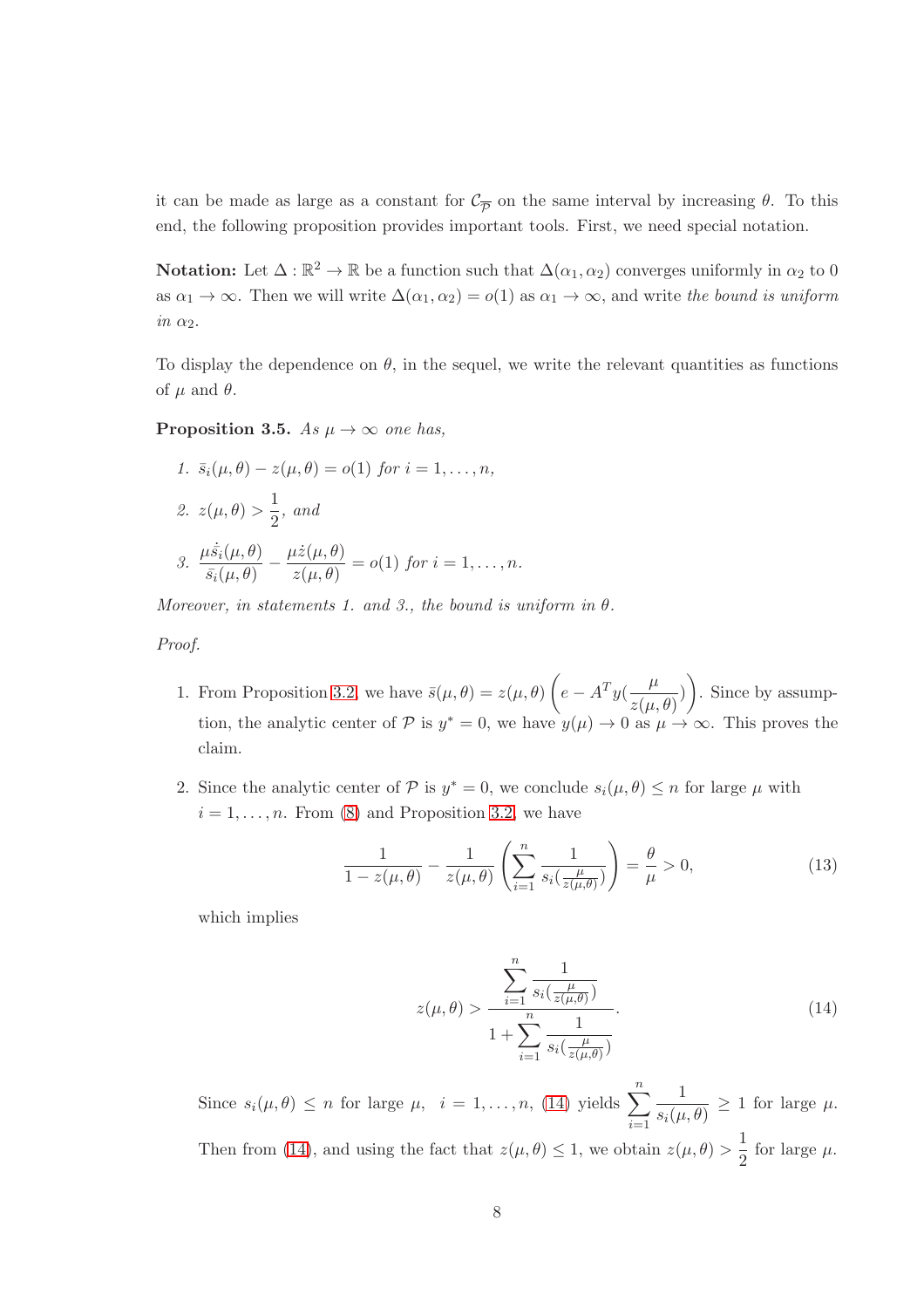it can be made as large as a constant for $\mathcal{C}_{\overline{\mathcal{P}}}$ on the same interval by increasing $\theta$. To this end, the following proposition provides important tools. First, we need special notation.

**Notation:** Let $\Delta : \mathbb{R}^2 \to \mathbb{R}$ be a function such that $\Delta(\alpha_1, \alpha_2)$ converges uniformly in $\alpha_2$ to 0 as $\alpha_1 \to \infty$. Then we will write $\Delta(\alpha_1, \alpha_2) = o(1)$ as $\alpha_1 \to \infty$, and write *the bound is uniform in* $\alpha_2$.

To display the dependence on $\theta$, in the sequel, we write the relevant quantities as functions of $\mu$ and $\theta$.

**Proposition 3.5.** *As $\mu \to \infty$ one has,*

1. $\bar{s}_i(\mu, \theta) - z(\mu, \theta) = o(1)$ *for* $i = 1, \ldots, n$,
2. $z(\mu, \theta) > \dfrac{1}{2}$, *and*
3. $\dfrac{\mu \dot{\bar{s}}_i(\mu, \theta)}{\bar{s}_i(\mu, \theta)} - \dfrac{\mu \dot{z}(\mu, \theta)}{z(\mu, \theta)} = o(1)$ *for* $i = 1, \ldots, n$.

*Moreover, in statements 1. and 3., the bound is uniform in* $\theta$.

*Proof.*

1. From Proposition 3.2, we have $\bar{s}(\mu, \theta) = z(\mu, \theta) \left( e - A^T y(\frac{\mu}{z(\mu, \theta)}) \right)$. Since by assumption, the analytic center of $\mathcal{P}$ is $y^* = 0$, we have $y(\mu) \to 0$ as $\mu \to \infty$. This proves the claim.

2. Since the analytic center of $\mathcal{P}$ is $y^* = 0$, we conclude $s_i(\mu, \theta) \leq n$ for large $\mu$ with $i = 1, \ldots, n$. From (8) and Proposition 3.2, we have

$$\frac{1}{1 - z(\mu, \theta)} - \frac{1}{z(\mu, \theta)} \left( \sum_{i=1}^{n} \frac{1}{s_i(\frac{\mu}{z(\mu, \theta)})} \right) = \frac{\theta}{\mu} > 0, \tag{13}$$

which implies

$$z(\mu, \theta) > \frac{\displaystyle\sum_{i=1}^{n} \frac{1}{s_i(\frac{\mu}{z(\mu, \theta)})}}{1 + \displaystyle\sum_{i=1}^{n} \frac{1}{s_i(\frac{\mu}{z(\mu, \theta)})}}. \tag{14}$$

Since $s_i(\mu, \theta) \leq n$ for large $\mu$, $i = 1, \ldots, n$, (14) yields $\displaystyle\sum_{i=1}^{n} \frac{1}{s_i(\mu, \theta)} \geq 1$ for large $\mu$. Then from (14), and using the fact that $z(\mu, \theta) \leq 1$, we obtain $z(\mu, \theta) > \dfrac{1}{2}$ for large $\mu$.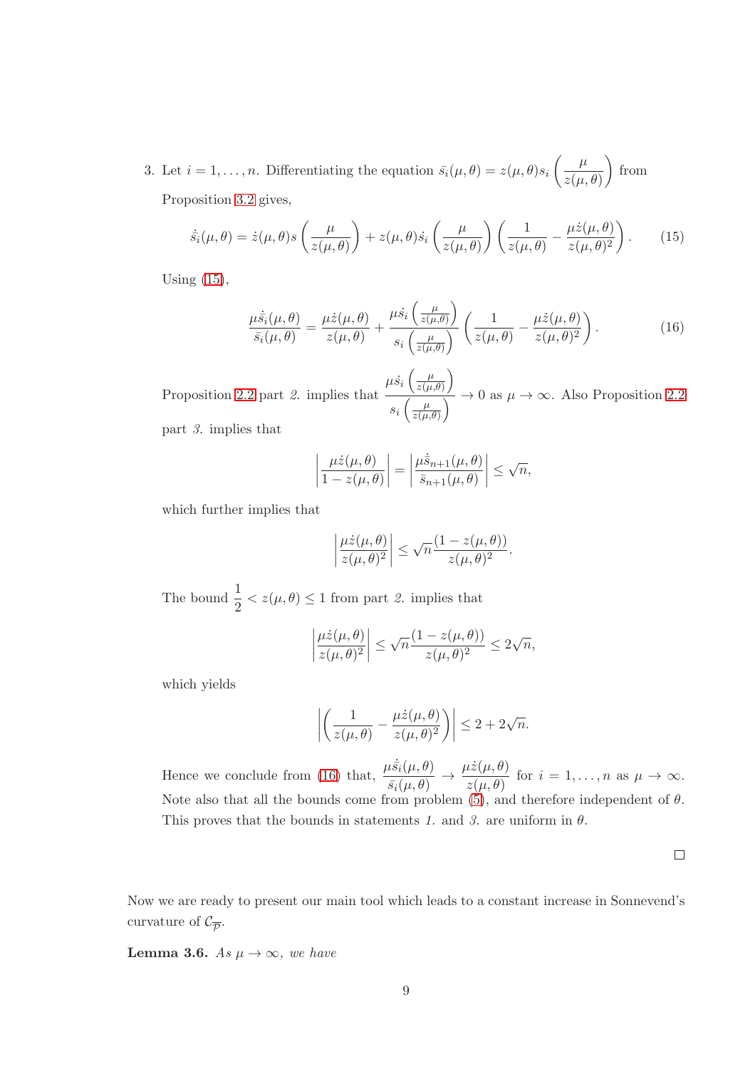3. Let $i = 1, \ldots, n$. Differentiating the equation $\bar{s}_i(\mu, \theta) = z(\mu, \theta) s_i \left( \frac{\mu}{z(\mu, \theta)} \right)$ from Proposition 3.2 gives,

$$\dot{\bar{s}}_i(\mu, \theta) = \dot{z}(\mu, \theta) s \left( \frac{\mu}{z(\mu, \theta)} \right) + z(\mu, \theta) \dot{s}_i \left( \frac{\mu}{z(\mu, \theta)} \right) \left( \frac{1}{z(\mu, \theta)} - \frac{\mu \dot{z}(\mu, \theta)}{z(\mu, \theta)^2} \right). \tag{15}$$

Using (15),

$$\frac{\mu \dot{\bar{s}}_i(\mu, \theta)}{\bar{s}_i(\mu, \theta)} = \frac{\mu \dot{z}(\mu, \theta)}{z(\mu, \theta)} + \frac{\mu \dot{s}_i \left( \frac{\mu}{z(\mu, \theta)} \right)}{s_i \left( \frac{\mu}{z(\mu, \theta)} \right)} \left( \frac{1}{z(\mu, \theta)} - \frac{\mu \dot{z}(\mu, \theta)}{z(\mu, \theta)^2} \right). \tag{16}$$

Proposition 2.2 part *2.* implies that $\dfrac{\mu \dot{s}_i \left( \frac{\mu}{z(\mu, \theta)} \right)}{s_i \left( \frac{\mu}{z(\mu, \theta)} \right)} \to 0$ as $\mu \to \infty$. Also Proposition 2.2 part *3.* implies that

$$\left| \frac{\mu \dot{z}(\mu, \theta)}{1 - z(\mu, \theta)} \right| = \left| \frac{\mu \dot{\bar{s}}_{n+1}(\mu, \theta)}{\bar{s}_{n+1}(\mu, \theta)} \right| \leq \sqrt{n},$$

which further implies that

$$\left| \frac{\mu \dot{z}(\mu, \theta)}{z(\mu, \theta)^2} \right| \leq \sqrt{n} \frac{(1 - z(\mu, \theta))}{z(\mu, \theta)^2}.$$

The bound $\frac{1}{2} < z(\mu, \theta) \leq 1$ from part *2.* implies that

$$\left| \frac{\mu \dot{z}(\mu, \theta)}{z(\mu, \theta)^2} \right| \leq \sqrt{n} \frac{(1 - z(\mu, \theta))}{z(\mu, \theta)^2} \leq 2\sqrt{n},$$

which yields

$$\left| \left( \frac{1}{z(\mu, \theta)} - \frac{\mu \dot{z}(\mu, \theta)}{z(\mu, \theta)^2} \right) \right| \leq 2 + 2\sqrt{n}.$$

Hence we conclude from (16) that, $\dfrac{\mu \dot{\bar{s}}_i(\mu, \theta)}{\bar{s}_i(\mu, \theta)} \to \dfrac{\mu \dot{z}(\mu, \theta)}{z(\mu, \theta)}$ for $i = 1, \ldots, n$ as $\mu \to \infty$. Note also that all the bounds come from problem (5), and therefore independent of $\theta$. This proves that the bounds in statements *1.* and *3.* are uniform in $\theta$.

□

Now we are ready to present our main tool which leads to a constant increase in Sonnevend's curvature of $\mathcal{C}_{\overline{\mathcal{P}}}$.

**Lemma 3.6.** *As $\mu \to \infty$, we have*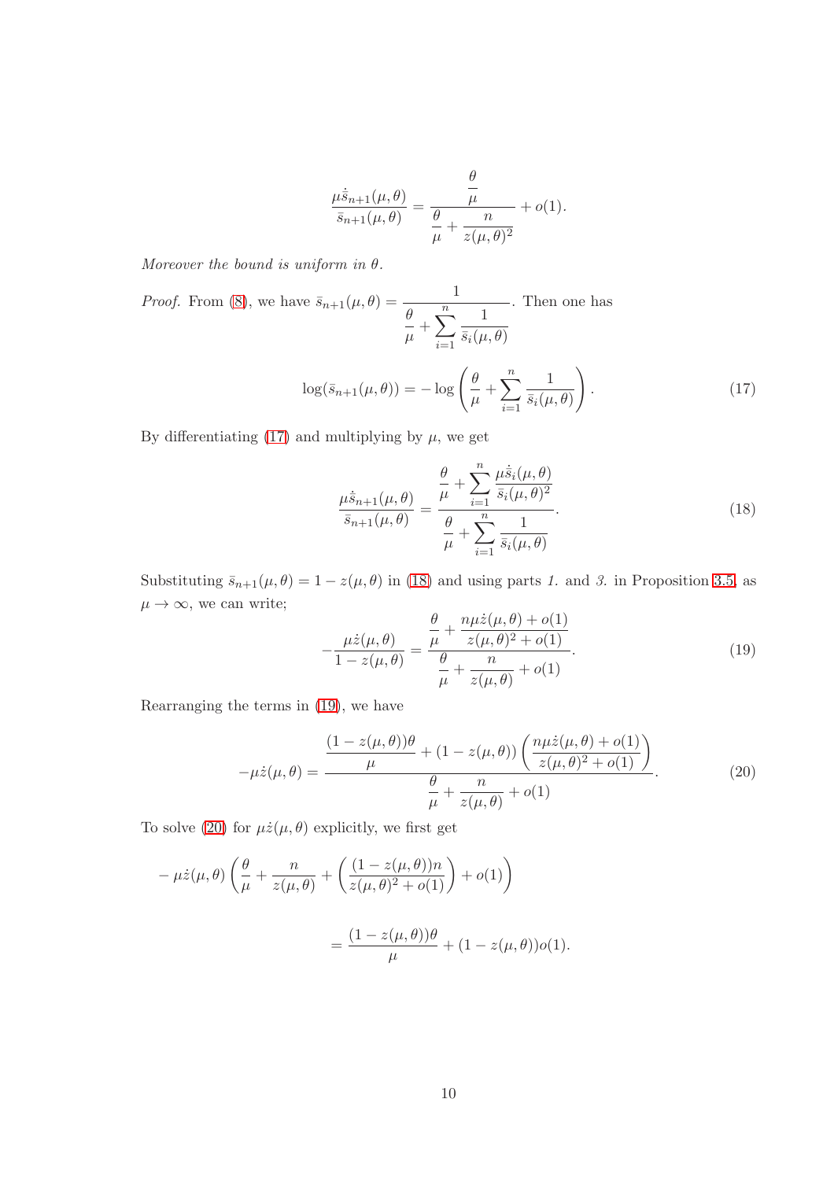$$\frac{\mu \dot{\bar{s}}_{n+1}(\mu,\theta)}{\bar{s}_{n+1}(\mu,\theta)} = \frac{\dfrac{\theta}{\mu}}{\dfrac{\theta}{\mu} + \dfrac{n}{z(\mu,\theta)^2}} + o(1).$$

*Moreover the bound is uniform in $\theta$.*

*Proof.* From (8), we have $\bar{s}_{n+1}(\mu,\theta) = \dfrac{1}{\dfrac{\theta}{\mu} + \displaystyle\sum_{i=1}^{n} \dfrac{1}{\bar{s}_i(\mu,\theta)}}$. Then one has

$$\log(\bar{s}_{n+1}(\mu,\theta)) = -\log\left(\frac{\theta}{\mu} + \sum_{i=1}^{n} \frac{1}{\bar{s}_i(\mu,\theta)}\right). \tag{17}$$

By differentiating (17) and multiplying by $\mu$, we get

$$\frac{\mu \dot{\bar{s}}_{n+1}(\mu,\theta)}{\bar{s}_{n+1}(\mu,\theta)} = \frac{\dfrac{\theta}{\mu} + \displaystyle\sum_{i=1}^{n} \frac{\mu \dot{\bar{s}}_i(\mu,\theta)}{\bar{s}_i(\mu,\theta)^2}}{\dfrac{\theta}{\mu} + \displaystyle\sum_{i=1}^{n} \frac{1}{\bar{s}_i(\mu,\theta)}}. \tag{18}$$

Substituting $\bar{s}_{n+1}(\mu,\theta) = 1 - z(\mu,\theta)$ in (18) and using parts *1.* and *3.* in Proposition 3.5, as $\mu \to \infty$, we can write;

$$-\frac{\mu \dot{z}(\mu,\theta)}{1 - z(\mu,\theta)} = \frac{\dfrac{\theta}{\mu} + \dfrac{n\mu \dot{z}(\mu,\theta) + o(1)}{z(\mu,\theta)^2 + o(1)}}{\dfrac{\theta}{\mu} + \dfrac{n}{z(\mu,\theta)} + o(1)}. \tag{19}$$

Rearranging the terms in (19), we have

$$-\mu \dot{z}(\mu,\theta) = \frac{\dfrac{(1 - z(\mu,\theta))\theta}{\mu} + (1 - z(\mu,\theta))\left(\dfrac{n\mu \dot{z}(\mu,\theta) + o(1)}{z(\mu,\theta)^2 + o(1)}\right)}{\dfrac{\theta}{\mu} + \dfrac{n}{z(\mu,\theta)} + o(1)}. \tag{20}$$

To solve (20) for $\mu \dot{z}(\mu,\theta)$ explicitly, we first get

$$-\mu \dot{z}(\mu,\theta)\left(\frac{\theta}{\mu} + \frac{n}{z(\mu,\theta)} + \left(\frac{(1 - z(\mu,\theta))n}{z(\mu,\theta)^2 + o(1)}\right) + o(1)\right)$$

$$= \frac{(1 - z(\mu,\theta))\theta}{\mu} + (1 - z(\mu,\theta))o(1).$$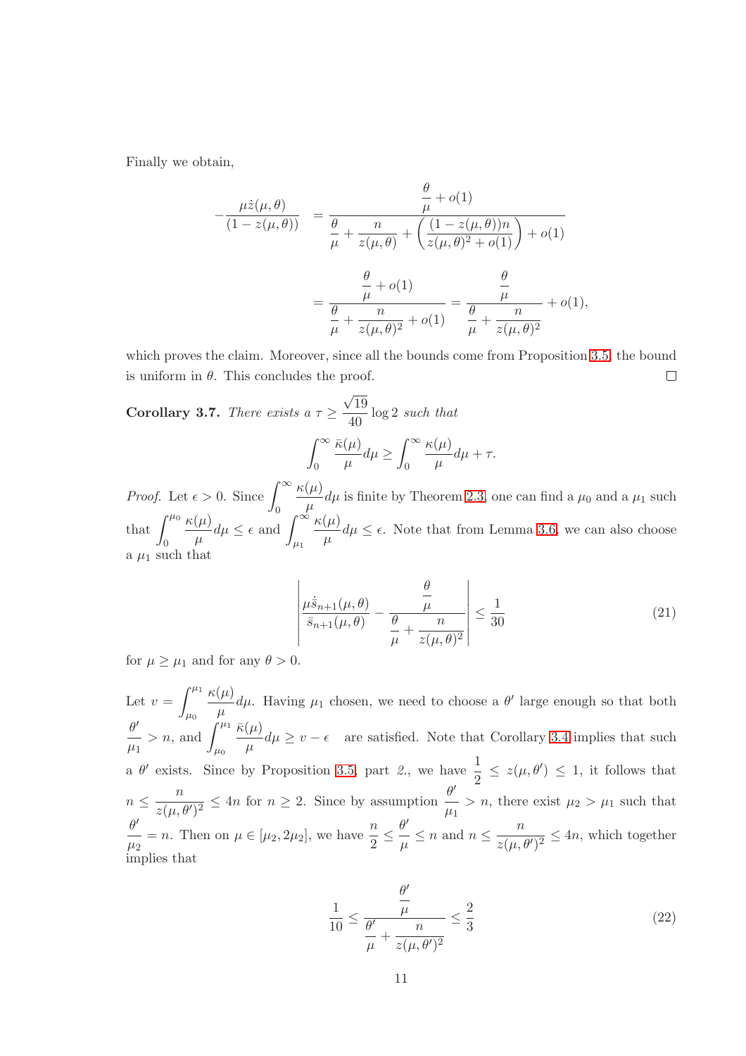Finally we obtain,

$$
\begin{aligned}
-\frac{\mu \dot{z}(\mu,\theta)}{(1-z(\mu,\theta))} &= \frac{\dfrac{\theta}{\mu}+o(1)}{\dfrac{\theta}{\mu}+\dfrac{n}{z(\mu,\theta)}+\left(\dfrac{(1-z(\mu,\theta))n}{z(\mu,\theta)^2+o(1)}\right)+o(1)} \\
&= \frac{\dfrac{\theta}{\mu}+o(1)}{\dfrac{\theta}{\mu}+\dfrac{n}{z(\mu,\theta)^2}+o(1)} = \frac{\dfrac{\theta}{\mu}}{\dfrac{\theta}{\mu}+\dfrac{n}{z(\mu,\theta)^2}}+o(1),
\end{aligned}
$$

which proves the claim. Moreover, since all the bounds come from Proposition 3.5, the bound is uniform in $\theta$. This concludes the proof. ∎

**Corollary 3.7.** *There exists a* $\tau \geq \dfrac{\sqrt{19}}{40}\log 2$ *such that*

$$
\int_0^\infty \frac{\bar{\kappa}(\mu)}{\mu}d\mu \geq \int_0^\infty \frac{\kappa(\mu)}{\mu}d\mu + \tau.
$$

*Proof.* Let $\epsilon > 0$. Since $\displaystyle\int_0^\infty \frac{\kappa(\mu)}{\mu}d\mu$ is finite by Theorem 2.3, one can find a $\mu_0$ and a $\mu_1$ such that $\displaystyle\int_0^{\mu_0} \frac{\kappa(\mu)}{\mu}d\mu \leq \epsilon$ and $\displaystyle\int_{\mu_1}^{\infty} \frac{\kappa(\mu)}{\mu}d\mu \leq \epsilon$. Note that from Lemma 3.6, we can also choose a $\mu_1$ such that

$$
\left| \frac{\mu \dot{\bar{s}}_{n+1}(\mu,\theta)}{\bar{s}_{n+1}(\mu,\theta)} - \frac{\dfrac{\theta}{\mu}}{\dfrac{\theta}{\mu}+\dfrac{n}{z(\mu,\theta)^2}} \right| \leq \frac{1}{30} \tag{21}
$$

for $\mu \geq \mu_1$ and for any $\theta > 0$.

Let $v = \displaystyle\int_{\mu_0}^{\mu_1} \frac{\kappa(\mu)}{\mu}d\mu$. Having $\mu_1$ chosen, we need to choose a $\theta'$ large enough so that both $\dfrac{\theta'}{\mu_1} > n$, and $\displaystyle\int_{\mu_0}^{\mu_1} \frac{\bar{\kappa}(\mu)}{\mu}d\mu \geq v - \epsilon$ are satisfied. Note that Corollary 3.4 implies that such a $\theta'$ exists. Since by Proposition 3.5, part *2.*, we have $\dfrac{1}{2} \leq z(\mu,\theta') \leq 1$, it follows that $n \leq \dfrac{n}{z(\mu,\theta')^2} \leq 4n$ for $n \geq 2$. Since by assumption $\dfrac{\theta'}{\mu_1} > n$, there exist $\mu_2 > \mu_1$ such that $\dfrac{\theta'}{\mu_2} = n$. Then on $\mu \in [\mu_2, 2\mu_2]$, we have $\dfrac{n}{2} \leq \dfrac{\theta'}{\mu} \leq n$ and $n \leq \dfrac{n}{z(\mu,\theta')^2} \leq 4n$, which together implies that

$$
\frac{1}{10} \leq \frac{\dfrac{\theta'}{\mu}}{\dfrac{\theta'}{\mu}+\dfrac{n}{z(\mu,\theta')^2}} \leq \frac{2}{3} \tag{22}
$$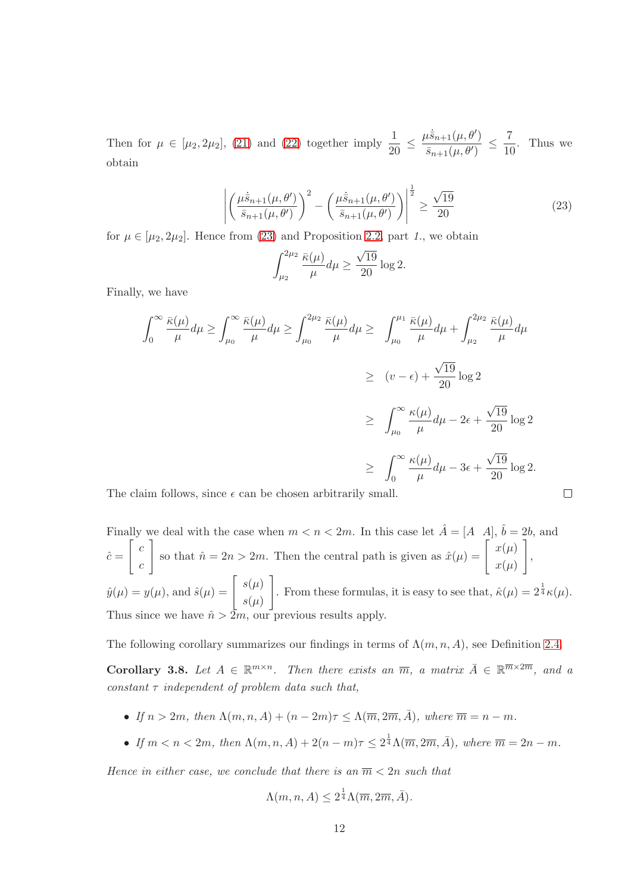Then for $\mu \in [\mu_2, 2\mu_2]$, (21) and (22) together imply $\frac{1}{20} \leq \frac{\mu \dot{\bar{s}}_{n+1}(\mu, \theta')}{\bar{s}_{n+1}(\mu, \theta')} \leq \frac{7}{10}$. Thus we obtain

$$\left| \left( \frac{\mu \dot{\bar{s}}_{n+1}(\mu, \theta')}{\bar{s}_{n+1}(\mu, \theta')} \right)^2 - \left( \frac{\mu \dot{\bar{s}}_{n+1}(\mu, \theta')}{\bar{s}_{n+1}(\mu, \theta')} \right) \right|^{\frac{1}{2}} \geq \frac{\sqrt{19}}{20} \tag{23}$$

for $\mu \in [\mu_2, 2\mu_2]$. Hence from (23) and Proposition 2.2, part *1.*, we obtain

$$\int_{\mu_2}^{2\mu_2} \frac{\bar{\kappa}(\mu)}{\mu} d\mu \geq \frac{\sqrt{19}}{20} \log 2.$$

Finally, we have

$$\begin{aligned}
\int_0^\infty \frac{\bar{\kappa}(\mu)}{\mu} d\mu \geq \int_{\mu_0}^\infty \frac{\bar{\kappa}(\mu)}{\mu} d\mu \geq \int_{\mu_0}^{2\mu_2} \frac{\bar{\kappa}(\mu)}{\mu} d\mu \geq & \int_{\mu_0}^{\mu_1} \frac{\bar{\kappa}(\mu)}{\mu} d\mu + \int_{\mu_2}^{2\mu_2} \frac{\bar{\kappa}(\mu)}{\mu} d\mu \\
\geq & \ (v - \epsilon) + \frac{\sqrt{19}}{20} \log 2 \\
\geq & \int_{\mu_0}^\infty \frac{\kappa(\mu)}{\mu} d\mu - 2\epsilon + \frac{\sqrt{19}}{20} \log 2 \\
\geq & \int_0^\infty \frac{\kappa(\mu)}{\mu} d\mu - 3\epsilon + \frac{\sqrt{19}}{20} \log 2.
\end{aligned}$$

The claim follows, since $\epsilon$ can be chosen arbitrarily small. $\square$

Finally we deal with the case when $m < n < 2m$. In this case let $\hat{A} = [A \ \ A]$, $\hat{b} = 2b$, and $\hat{c} = \begin{bmatrix} c \\ c \end{bmatrix}$ so that $\hat{n} = 2n > 2m$. Then the central path is given as $\hat{x}(\mu) = \begin{bmatrix} x(\mu) \\ x(\mu) \end{bmatrix}$, $\hat{y}(\mu) = y(\mu)$, and $\hat{s}(\mu) = \begin{bmatrix} s(\mu) \\ s(\mu) \end{bmatrix}$. From these formulas, it is easy to see that, $\hat{\kappa}(\mu) = 2^{\frac{1}{4}} \kappa(\mu)$. Thus since we have $\hat{n} > 2m$, our previous results apply.

The following corollary summarizes our findings in terms of $\Lambda(m, n, A)$, see Definition 2.4.

**Corollary 3.8.** *Let $A \in \mathbb{R}^{m \times n}$. Then there exists an $\overline{m}$, a matrix $\bar{A} \in \mathbb{R}^{\overline{m} \times 2\overline{m}}$, and a constant $\tau$ independent of problem data such that,*

- *If $n > 2m$, then $\Lambda(m, n, A) + (n - 2m)\tau \leq \Lambda(\overline{m}, 2\overline{m}, \bar{A})$, where $\overline{m} = n - m$.*
- *If $m < n < 2m$, then $\Lambda(m, n, A) + 2(n - m)\tau \leq 2^{\frac{1}{4}} \Lambda(\overline{m}, 2\overline{m}, \bar{A})$, where $\overline{m} = 2n - m$.*

*Hence in either case, we conclude that there is an $\overline{m} < 2n$ such that*

$$\Lambda(m, n, A) \leq 2^{\frac{1}{4}} \Lambda(\overline{m}, 2\overline{m}, \bar{A}).$$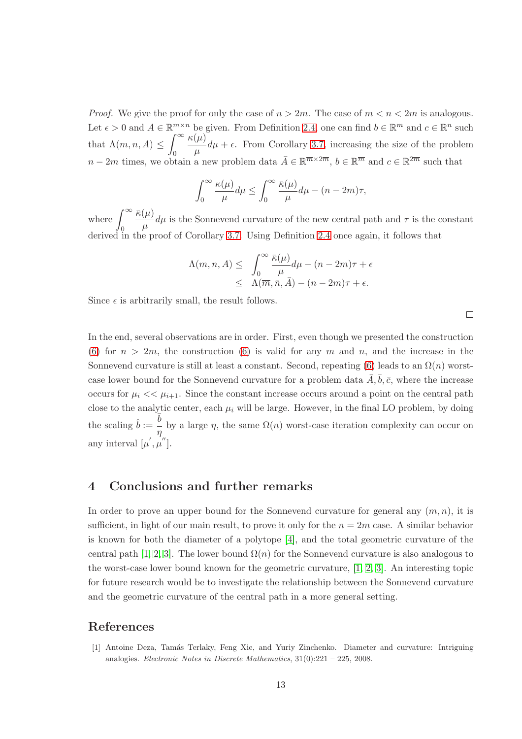*Proof.* We give the proof for only the case of $n > 2m$. The case of $m < n < 2m$ is analogous. Let $\epsilon > 0$ and $A \in \mathbb{R}^{m \times n}$ be given. From Definition 2.4, one can find $b \in \mathbb{R}^m$ and $c \in \mathbb{R}^n$ such that $\Lambda(m, n, A) \leq \int_0^\infty \frac{\kappa(\mu)}{\mu} d\mu + \epsilon$. From Corollary 3.7, increasing the size of the problem $n - 2m$ times, we obtain a new problem data $\bar{A} \in \mathbb{R}^{\overline{m} \times 2\overline{m}}$, $b \in \mathbb{R}^{\overline{m}}$ and $c \in \mathbb{R}^{2\overline{m}}$ such that

$$\int_0^\infty \frac{\kappa(\mu)}{\mu} d\mu \leq \int_0^\infty \frac{\bar{\kappa}(\mu)}{\mu} d\mu - (n - 2m)\tau,$$

where $\int_0^\infty \frac{\bar{\kappa}(\mu)}{\mu} d\mu$ is the Sonnevend curvature of the new central path and $\tau$ is the constant derived in the proof of Corollary 3.7. Using Definition 2.4 once again, it follows that

$$\begin{aligned}
\Lambda(m, n, A) \leq & \int_0^\infty \frac{\bar{\kappa}(\mu)}{\mu} d\mu - (n - 2m)\tau + \epsilon \\
\leq & \Lambda(\overline{m}, \bar{n}, \bar{A}) - (n - 2m)\tau + \epsilon.
\end{aligned}$$

Since $\epsilon$ is arbitrarily small, the result follows. □

In the end, several observations are in order. First, even though we presented the construction (6) for $n > 2m$, the construction (6) is valid for any $m$ and $n$, and the increase in the Sonnevend curvature is still at least a constant. Second, repeating (6) leads to an $\Omega(n)$ worst-case lower bound for the Sonnevend curvature for a problem data $\bar{A}, \bar{b}, \bar{c}$, where the increase occurs for $\mu_i << \mu_{i+1}$. Since the constant increase occurs around a point on the central path close to the analytic center, each $\mu_i$ will be large. However, in the final LO problem, by doing the scaling $\hat{b} := \frac{\bar{b}}{\eta}$ by a large $\eta$, the same $\Omega(n)$ worst-case iteration complexity can occur on any interval $[\mu^{'}, \mu^{''}]$.

## 4 Conclusions and further remarks

In order to prove an upper bound for the Sonnevend curvature for general any $(m, n)$, it is sufficient, in light of our main result, to prove it only for the $n = 2m$ case. A similar behavior is known for both the diameter of a polytope [4], and the total geometric curvature of the central path [1, 2, 3]. The lower bound $\Omega(n)$ for the Sonnevend curvature is also analogous to the worst-case lower bound known for the geometric curvature, [1, 2, 3]. An interesting topic for future research would be to investigate the relationship between the Sonnevend curvature and the geometric curvature of the central path in a more general setting.

## References

[1] Antoine Deza, Tamás Terlaky, Feng Xie, and Yuriy Zinchenko. Diameter and curvature: Intriguing analogies. *Electronic Notes in Discrete Mathematics*, 31(0):221 – 225, 2008.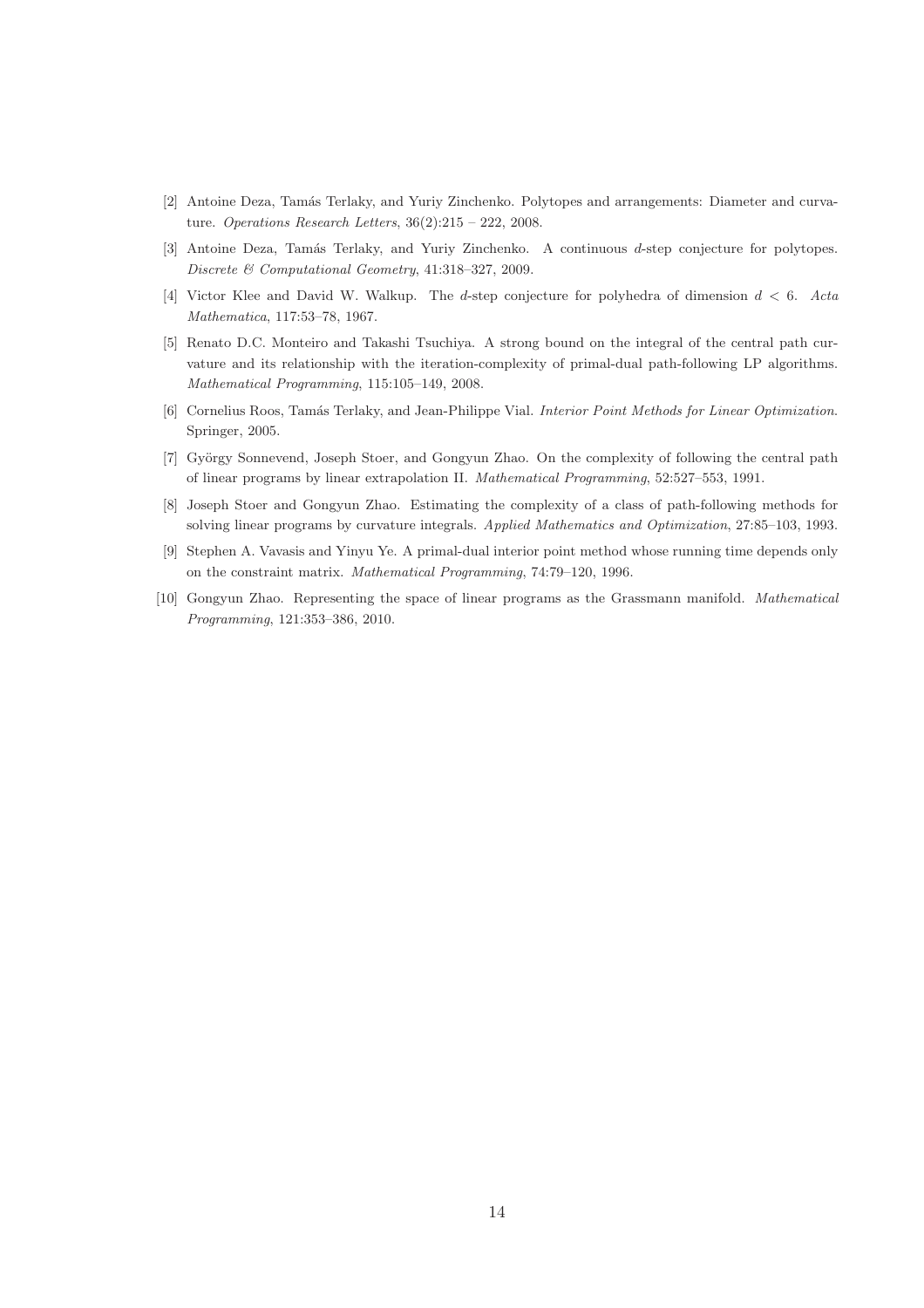[2] Antoine Deza, Tamás Terlaky, and Yuriy Zinchenko. Polytopes and arrangements: Diameter and curvature. *Operations Research Letters*, 36(2):215 – 222, 2008.

[3] Antoine Deza, Tamás Terlaky, and Yuriy Zinchenko. A continuous $d$-step conjecture for polytopes. *Discrete & Computational Geometry*, 41:318–327, 2009.

[4] Victor Klee and David W. Walkup. The $d$-step conjecture for polyhedra of dimension $d < 6$. *Acta Mathematica*, 117:53–78, 1967.

[5] Renato D.C. Monteiro and Takashi Tsuchiya. A strong bound on the integral of the central path curvature and its relationship with the iteration-complexity of primal-dual path-following LP algorithms. *Mathematical Programming*, 115:105–149, 2008.

[6] Cornelius Roos, Tamás Terlaky, and Jean-Philippe Vial. *Interior Point Methods for Linear Optimization*. Springer, 2005.

[7] György Sonnevend, Joseph Stoer, and Gongyun Zhao. On the complexity of following the central path of linear programs by linear extrapolation II. *Mathematical Programming*, 52:527–553, 1991.

[8] Joseph Stoer and Gongyun Zhao. Estimating the complexity of a class of path-following methods for solving linear programs by curvature integrals. *Applied Mathematics and Optimization*, 27:85–103, 1993.

[9] Stephen A. Vavasis and Yinyu Ye. A primal-dual interior point method whose running time depends only on the constraint matrix. *Mathematical Programming*, 74:79–120, 1996.

[10] Gongyun Zhao. Representing the space of linear programs as the Grassmann manifold. *Mathematical Programming*, 121:353–386, 2010.